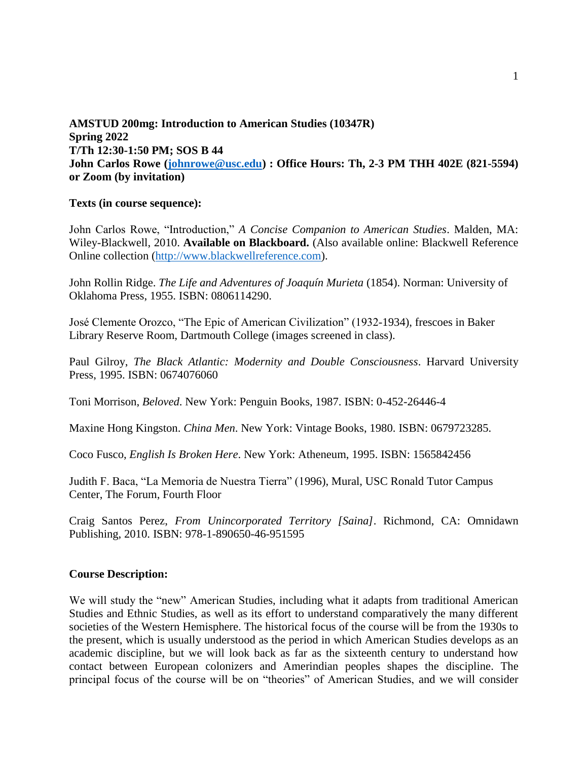**AMSTUD 200mg: Introduction to American Studies (10347R)**
**Spring 2022**
**T/Th 12:30-1:50 PM; SOS B 44**
**John Carlos Rowe (johnrowe@usc.edu) : Office Hours: Th, 2-3 PM THH 402E (821-5594) or Zoom (by invitation)**

**Texts (in course sequence):**

John Carlos Rowe, "Introduction," *A Concise Companion to American Studies*. Malden, MA: Wiley-Blackwell, 2010. **Available on Blackboard.** (Also available online: Blackwell Reference Online collection (http://www.blackwellreference.com).

John Rollin Ridge. *The Life and Adventures of Joaquín Murieta* (1854). Norman: University of Oklahoma Press, 1955. ISBN: 0806114290.

José Clemente Orozco, "The Epic of American Civilization" (1932-1934), frescoes in Baker Library Reserve Room, Dartmouth College (images screened in class).

Paul Gilroy, *The Black Atlantic: Modernity and Double Consciousness*. Harvard University Press, 1995. ISBN: 0674076060

Toni Morrison, *Beloved*. New York: Penguin Books, 1987. ISBN: 0-452-26446-4

Maxine Hong Kingston. *China Men*. New York: Vintage Books, 1980. ISBN: 0679723285.

Coco Fusco, *English Is Broken Here*. New York: Atheneum, 1995. ISBN: 1565842456

Judith F. Baca, "La Memoria de Nuestra Tierra" (1996), Mural, USC Ronald Tutor Campus Center, The Forum, Fourth Floor

Craig Santos Perez, *From Unincorporated Territory [Saina]*. Richmond, CA: Omnidawn Publishing, 2010. ISBN: 978-1-890650-46-951595

**Course Description:**

We will study the "new" American Studies, including what it adapts from traditional American Studies and Ethnic Studies, as well as its effort to understand comparatively the many different societies of the Western Hemisphere. The historical focus of the course will be from the 1930s to the present, which is usually understood as the period in which American Studies develops as an academic discipline, but we will look back as far as the sixteenth century to understand how contact between European colonizers and Amerindian peoples shapes the discipline. The principal focus of the course will be on "theories" of American Studies, and we will consider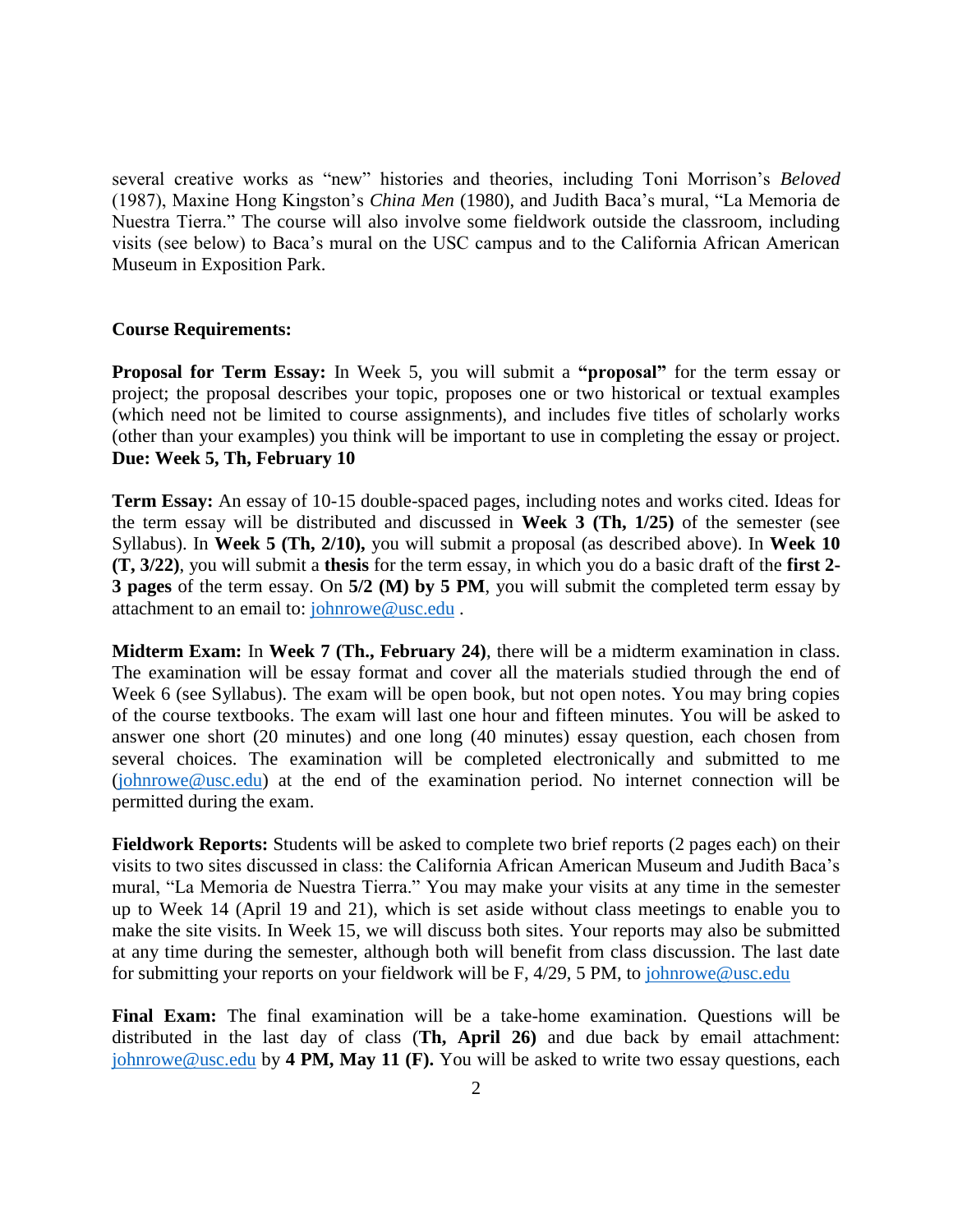several creative works as "new" histories and theories, including Toni Morrison's *Beloved* (1987), Maxine Hong Kingston's *China Men* (1980), and Judith Baca's mural, "La Memoria de Nuestra Tierra." The course will also involve some fieldwork outside the classroom, including visits (see below) to Baca's mural on the USC campus and to the California African American Museum in Exposition Park.

**Course Requirements:**

**Proposal for Term Essay:** In Week 5, you will submit a **"proposal"** for the term essay or project; the proposal describes your topic, proposes one or two historical or textual examples (which need not be limited to course assignments), and includes five titles of scholarly works (other than your examples) you think will be important to use in completing the essay or project. **Due: Week 5, Th, February 10**

**Term Essay:** An essay of 10-15 double-spaced pages, including notes and works cited. Ideas for the term essay will be distributed and discussed in **Week 3 (Th, 1/25)** of the semester (see Syllabus). In **Week 5 (Th, 2/10),** you will submit a proposal (as described above). In **Week 10 (T, 3/22)**, you will submit a **thesis** for the term essay, in which you do a basic draft of the **first 2-3 pages** of the term essay. On **5/2 (M) by 5 PM**, you will submit the completed term essay by attachment to an email to: johnrowe@usc.edu .

**Midterm Exam:** In **Week 7 (Th., February 24)**, there will be a midterm examination in class. The examination will be essay format and cover all the materials studied through the end of Week 6 (see Syllabus). The exam will be open book, but not open notes. You may bring copies of the course textbooks. The exam will last one hour and fifteen minutes. You will be asked to answer one short (20 minutes) and one long (40 minutes) essay question, each chosen from several choices. The examination will be completed electronically and submitted to me (johnrowe@usc.edu) at the end of the examination period. No internet connection will be permitted during the exam.

**Fieldwork Reports:** Students will be asked to complete two brief reports (2 pages each) on their visits to two sites discussed in class: the California African American Museum and Judith Baca's mural, "La Memoria de Nuestra Tierra." You may make your visits at any time in the semester up to Week 14 (April 19 and 21), which is set aside without class meetings to enable you to make the site visits. In Week 15, we will discuss both sites. Your reports may also be submitted at any time during the semester, although both will benefit from class discussion. The last date for submitting your reports on your fieldwork will be F, 4/29, 5 PM, to johnrowe@usc.edu

**Final Exam:** The final examination will be a take-home examination. Questions will be distributed in the last day of class (**Th, April 26)** and due back by email attachment: johnrowe@usc.edu by **4 PM, May 11 (F).** You will be asked to write two essay questions, each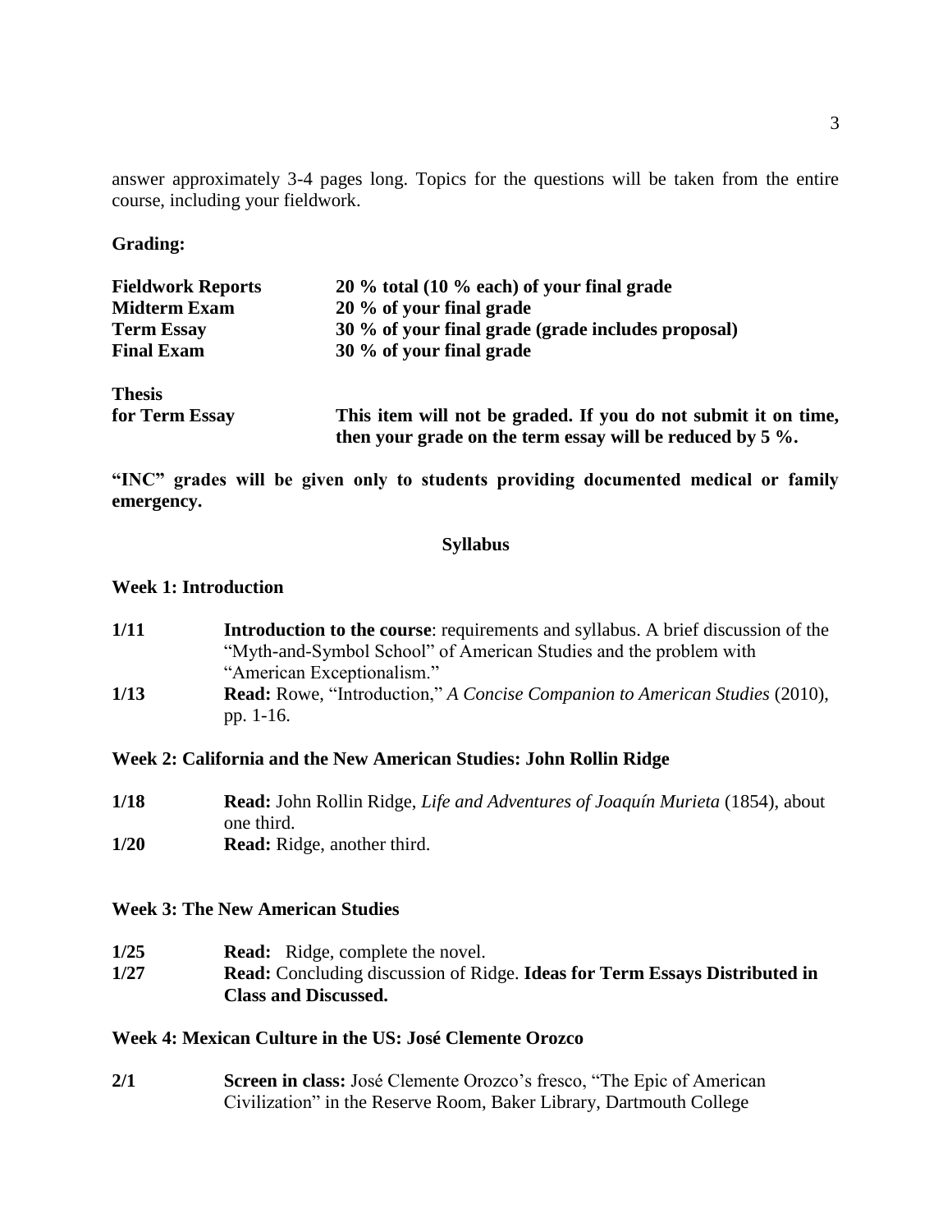answer approximately 3-4 pages long. Topics for the questions will be taken from the entire course, including your fieldwork.

**Grading:**

| | |
|---|---|
| **Fieldwork Reports** | **20 % total (10 % each) of your final grade** |
| **Midterm Exam** | **20 % of your final grade** |
| **Term Essay** | **30 % of your final grade (grade includes proposal)** |
| **Final Exam** | **30 % of your final grade** |
| **Thesis for Term Essay** | **This item will not be graded. If you do not submit it on time, then your grade on the term essay will be reduced by 5 %.** |

**"INC" grades will be given only to students providing documented medical or family emergency.**

## Syllabus

### Week 1: Introduction

**1/11** **Introduction to the course**: requirements and syllabus. A brief discussion of the "Myth-and-Symbol School" of American Studies and the problem with "American Exceptionalism."

**1/13** **Read:** Rowe, "Introduction," *A Concise Companion to American Studies* (2010), pp. 1-16.

### Week 2: California and the New American Studies: John Rollin Ridge

**1/18** **Read:** John Rollin Ridge, *Life and Adventures of Joaquín Murieta* (1854), about one third.

**1/20** **Read:** Ridge, another third.

### Week 3: The New American Studies

**1/25** **Read:** Ridge, complete the novel.

**1/27** **Read:** Concluding discussion of Ridge. **Ideas for Term Essays Distributed in Class and Discussed.**

### Week 4: Mexican Culture in the US: José Clemente Orozco

**2/1** **Screen in class:** José Clemente Orozco's fresco, "The Epic of American Civilization" in the Reserve Room, Baker Library, Dartmouth College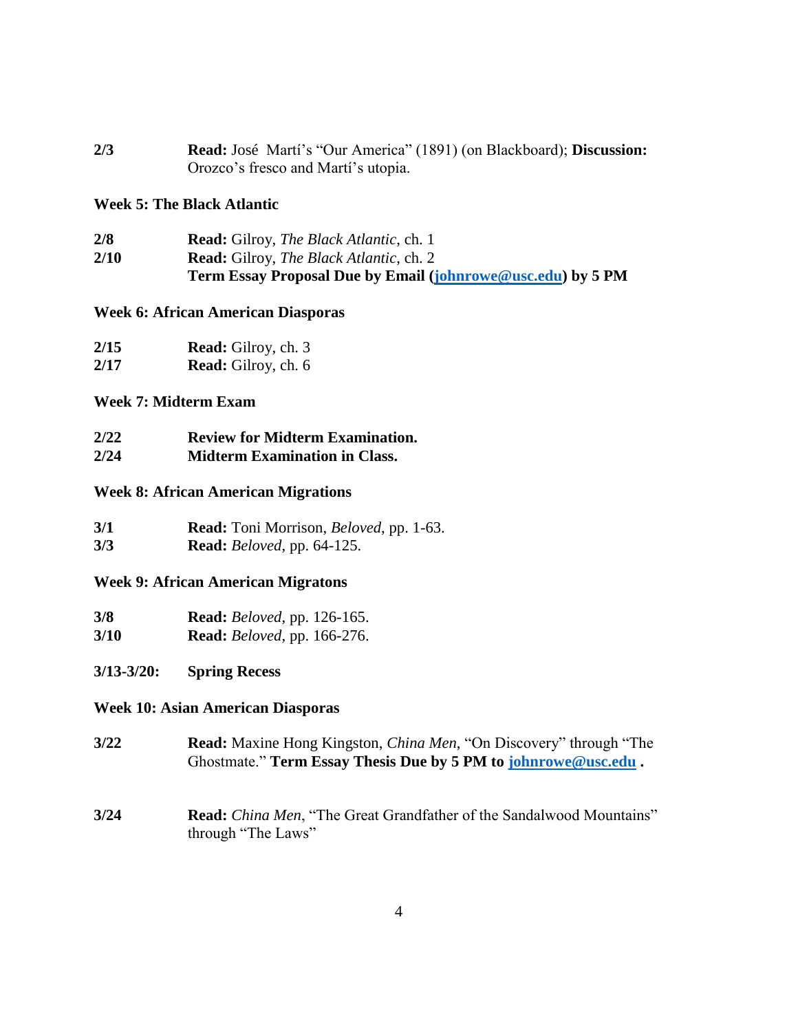**2/3** **Read:** José Martí's "Our America" (1891) (on Blackboard); **Discussion:** Orozco's fresco and Martí's utopia.

### Week 5: The Black Atlantic

**2/8** **Read:** Gilroy, *The Black Atlantic*, ch. 1

**2/10** **Read:** Gilroy, *The Black Atlantic*, ch. 2
**Term Essay Proposal Due by Email (johnrowe@usc.edu) by 5 PM**

### Week 6: African American Diasporas

**2/15** **Read:** Gilroy, ch. 3

**2/17** **Read:** Gilroy, ch. 6

### Week 7: Midterm Exam

**2/22** **Review for Midterm Examination.**

**2/24** **Midterm Examination in Class.**

### Week 8: African American Migrations

**3/1** **Read:** Toni Morrison, *Beloved*, pp. 1-63.

**3/3** **Read:** *Beloved*, pp. 64-125.

### Week 9: African American Migratons

**3/8** **Read:** *Beloved*, pp. 126-165.

**3/10** **Read:** *Beloved*, pp. 166-276.

**3/13-3/20:** **Spring Recess**

### Week 10: Asian American Diasporas

**3/22** **Read:** Maxine Hong Kingston, *China Men*, "On Discovery" through "The Ghostmate." **Term Essay Thesis Due by 5 PM to johnrowe@usc.edu .**

**3/24** **Read:** *China Men*, "The Great Grandfather of the Sandalwood Mountains" through "The Laws"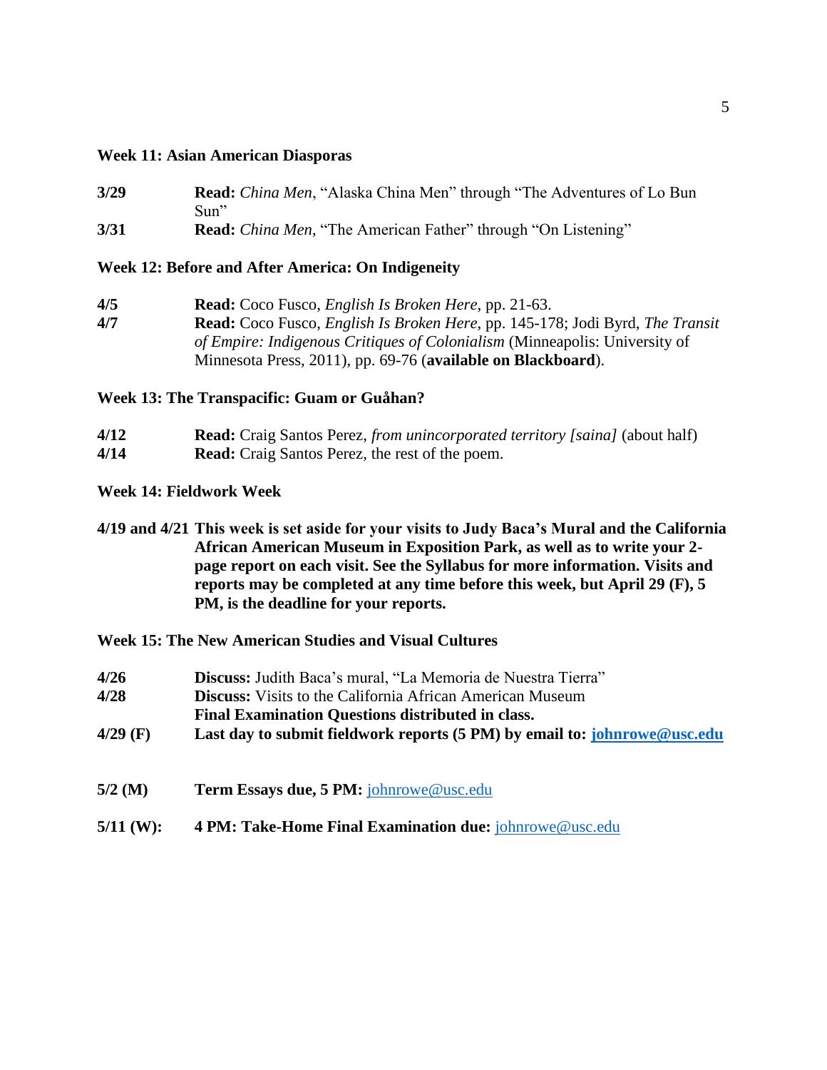**Week 11: Asian American Diasporas**

**3/29** **Read:** *China Men*, "Alaska China Men" through "The Adventures of Lo Bun Sun"

**3/31** **Read:** *China Men*, "The American Father" through "On Listening"

**Week 12: Before and After America: On Indigeneity**

**4/5** **Read:** Coco Fusco, *English Is Broken Here*, pp. 21-63.

**4/7** **Read:** Coco Fusco, *English Is Broken Here*, pp. 145-178; Jodi Byrd, *The Transit of Empire: Indigenous Critiques of Colonialism* (Minneapolis: University of Minnesota Press, 2011), pp. 69-76 (**available on Blackboard**).

**Week 13: The Transpacific: Guam or Guåhan?**

**4/12** **Read:** Craig Santos Perez, *from unincorporated territory [saina]* (about half)

**4/14** **Read:** Craig Santos Perez, the rest of the poem.

**Week 14: Fieldwork Week**

**4/19 and 4/21 This week is set aside for your visits to Judy Baca's Mural and the California African American Museum in Exposition Park, as well as to write your 2-page report on each visit. See the Syllabus for more information. Visits and reports may be completed at any time before this week, but April 29 (F), 5 PM, is the deadline for your reports.**

**Week 15: The New American Studies and Visual Cultures**

**4/26** **Discuss:** Judith Baca's mural, "La Memoria de Nuestra Tierra"

**4/28** **Discuss:** Visits to the California African American Museum
**Final Examination Questions distributed in class.**

**4/29 (F)** **Last day to submit fieldwork reports (5 PM) by email to: johnrowe@usc.edu**

**5/2 (M)** **Term Essays due, 5 PM:** johnrowe@usc.edu

**5/11 (W):** **4 PM: Take-Home Final Examination due:** johnrowe@usc.edu